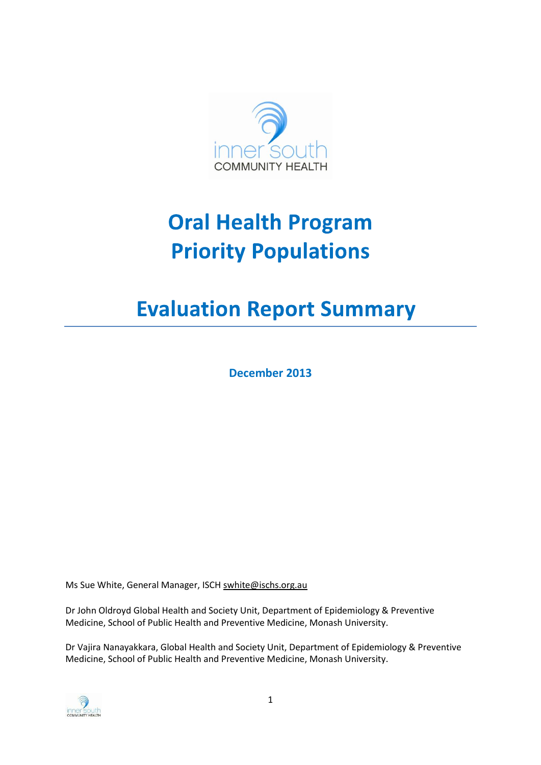# Oral Health Program
# Priority Populations

# Evaluation Report Summary

**December 2013**

Ms Sue White, General Manager, ISCH swhite@ischs.org.au

Dr John Oldroyd Global Health and Society Unit, Department of Epidemiology & Preventive Medicine, School of Public Health and Preventive Medicine, Monash University.

Dr Vajira Nanayakkara, Global Health and Society Unit, Department of Epidemiology & Preventive Medicine, School of Public Health and Preventive Medicine, Monash University.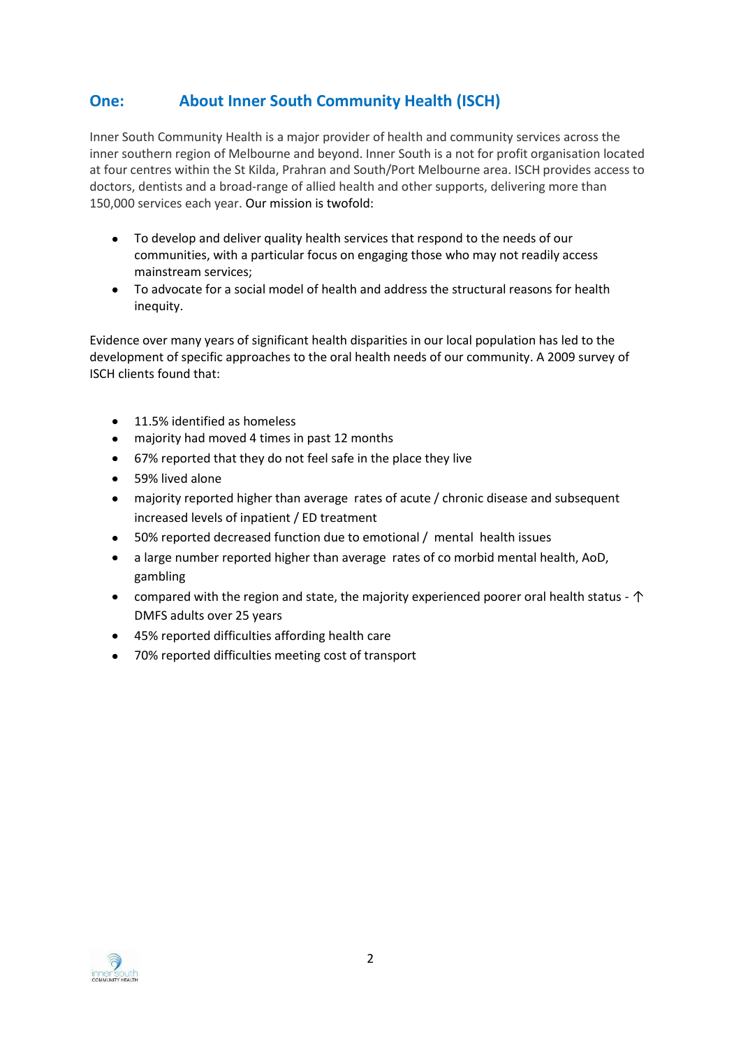## One: About Inner South Community Health (ISCH)

Inner South Community Health is a major provider of health and community services across the inner southern region of Melbourne and beyond. Inner South is a not for profit organisation located at four centres within the St Kilda, Prahran and South/Port Melbourne area. ISCH provides access to doctors, dentists and a broad-range of allied health and other supports, delivering more than 150,000 services each year. Our mission is twofold:

- To develop and deliver quality health services that respond to the needs of our communities, with a particular focus on engaging those who may not readily access mainstream services;
- To advocate for a social model of health and address the structural reasons for health inequity.

Evidence over many years of significant health disparities in our local population has led to the development of specific approaches to the oral health needs of our community. A 2009 survey of ISCH clients found that:

- 11.5% identified as homeless
- majority had moved 4 times in past 12 months
- 67% reported that they do not feel safe in the place they live
- 59% lived alone
- majority reported higher than average rates of acute / chronic disease and subsequent increased levels of inpatient / ED treatment
- 50% reported decreased function due to emotional / mental health issues
- a large number reported higher than average rates of co morbid mental health, AoD, gambling
- compared with the region and state, the majority experienced poorer oral health status - ↑ DMFS adults over 25 years
- 45% reported difficulties affording health care
- 70% reported difficulties meeting cost of transport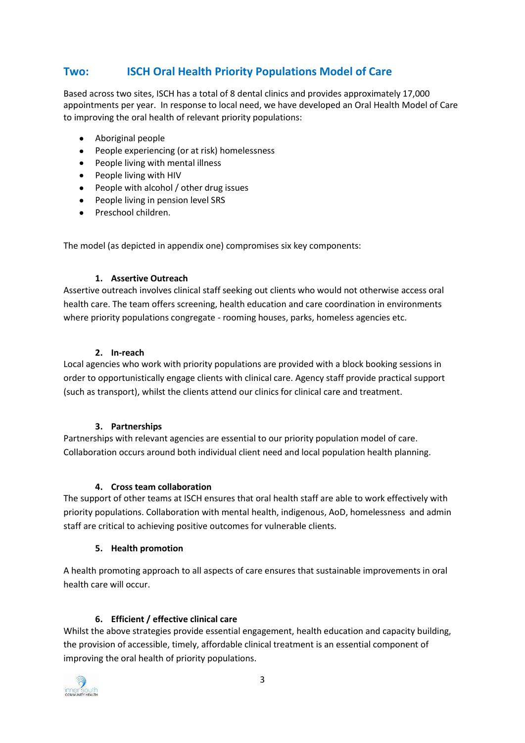## Two: ISCH Oral Health Priority Populations Model of Care

Based across two sites, ISCH has a total of 8 dental clinics and provides approximately 17,000 appointments per year. In response to local need, we have developed an Oral Health Model of Care to improving the oral health of relevant priority populations:

- Aboriginal people
- People experiencing (or at risk) homelessness
- People living with mental illness
- People living with HIV
- People with alcohol / other drug issues
- People living in pension level SRS
- Preschool children.

The model (as depicted in appendix one) compromises six key components:

1. **Assertive Outreach**

Assertive outreach involves clinical staff seeking out clients who would not otherwise access oral health care. The team offers screening, health education and care coordination in environments where priority populations congregate - rooming houses, parks, homeless agencies etc.

2. **In-reach**

Local agencies who work with priority populations are provided with a block booking sessions in order to opportunistically engage clients with clinical care. Agency staff provide practical support (such as transport), whilst the clients attend our clinics for clinical care and treatment.

3. **Partnerships**

Partnerships with relevant agencies are essential to our priority population model of care. Collaboration occurs around both individual client need and local population health planning.

4. **Cross team collaboration**

The support of other teams at ISCH ensures that oral health staff are able to work effectively with priority populations. Collaboration with mental health, indigenous, AoD, homelessness and admin staff are critical to achieving positive outcomes for vulnerable clients.

5. **Health promotion**

A health promoting approach to all aspects of care ensures that sustainable improvements in oral health care will occur.

6. **Efficient / effective clinical care**

Whilst the above strategies provide essential engagement, health education and capacity building, the provision of accessible, timely, affordable clinical treatment is an essential component of improving the oral health of priority populations.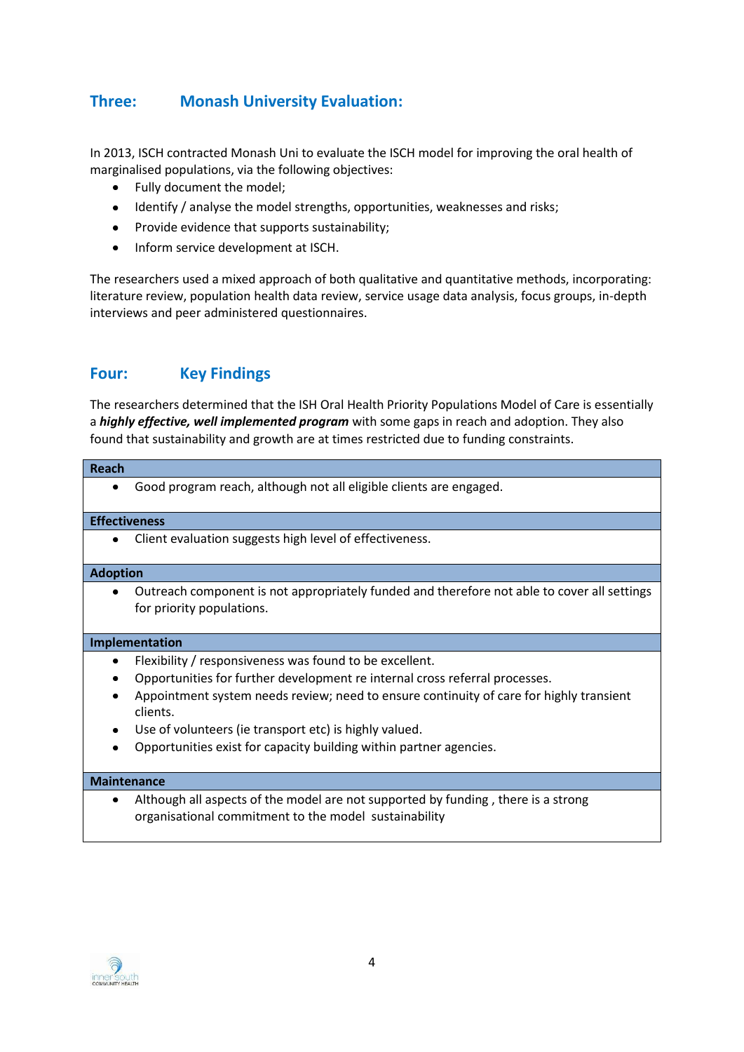## Three: Monash University Evaluation:

In 2013, ISCH contracted Monash Uni to evaluate the ISCH model for improving the oral health of marginalised populations, via the following objectives:

- Fully document the model;
- Identify / analyse the model strengths, opportunities, weaknesses and risks;
- Provide evidence that supports sustainability;
- Inform service development at ISCH.

The researchers used a mixed approach of both qualitative and quantitative methods, incorporating: literature review, population health data review, service usage data analysis, focus groups, in-depth interviews and peer administered questionnaires.

## Four: Key Findings

The researchers determined that the ISH Oral Health Priority Populations Model of Care is essentially a ***highly effective, well implemented program*** with some gaps in reach and adoption. They also found that sustainability and growth are at times restricted due to funding constraints.

| Reach |
|---|
| • Good program reach, although not all eligible clients are engaged. |
| **Effectiveness** |
| • Client evaluation suggests high level of effectiveness. |
| **Adoption** |
| • Outreach component is not appropriately funded and therefore not able to cover all settings for priority populations. |
| **Implementation** |
| • Flexibility / responsiveness was found to be excellent.<br>• Opportunities for further development re internal cross referral processes.<br>• Appointment system needs review; need to ensure continuity of care for highly transient clients.<br>• Use of volunteers (ie transport etc) is highly valued.<br>• Opportunities exist for capacity building within partner agencies. |
| **Maintenance** |
| • Although all aspects of the model are not supported by funding , there is a strong organisational commitment to the model sustainability |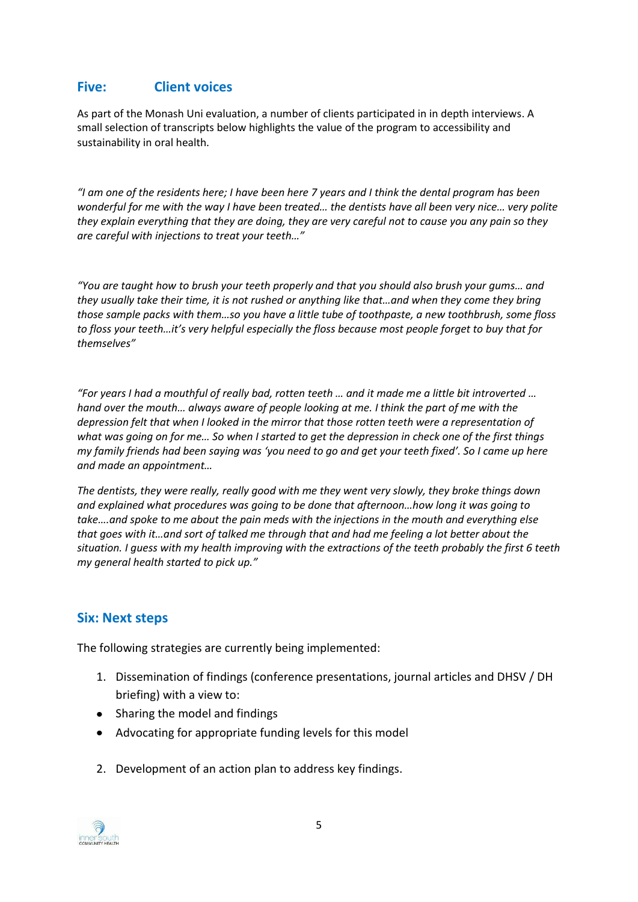## Five: Client voices

As part of the Monash Uni evaluation, a number of clients participated in in depth interviews. A small selection of transcripts below highlights the value of the program to accessibility and sustainability in oral health.

*"I am one of the residents here; I have been here 7 years and I think the dental program has been wonderful for me with the way I have been treated… the dentists have all been very nice… very polite they explain everything that they are doing, they are very careful not to cause you any pain so they are careful with injections to treat your teeth…"*

*"You are taught how to brush your teeth properly and that you should also brush your gums… and they usually take their time, it is not rushed or anything like that…and when they come they bring those sample packs with them…so you have a little tube of toothpaste, a new toothbrush, some floss to floss your teeth…it's very helpful especially the floss because most people forget to buy that for themselves"*

*"For years I had a mouthful of really bad, rotten teeth … and it made me a little bit introverted … hand over the mouth… always aware of people looking at me. I think the part of me with the depression felt that when I looked in the mirror that those rotten teeth were a representation of what was going on for me… So when I started to get the depression in check one of the first things my family friends had been saying was 'you need to go and get your teeth fixed'. So I came up here and made an appointment…*

*The dentists, they were really, really good with me they went very slowly, they broke things down and explained what procedures was going to be done that afternoon…how long it was going to take….and spoke to me about the pain meds with the injections in the mouth and everything else that goes with it…and sort of talked me through that and had me feeling a lot better about the situation. I guess with my health improving with the extractions of the teeth probably the first 6 teeth my general health started to pick up."*

## Six: Next steps

The following strategies are currently being implemented:

1. Dissemination of findings (conference presentations, journal articles and DHSV / DH briefing) with a view to:
   - Sharing the model and findings
   - Advocating for appropriate funding levels for this model
2. Development of an action plan to address key findings.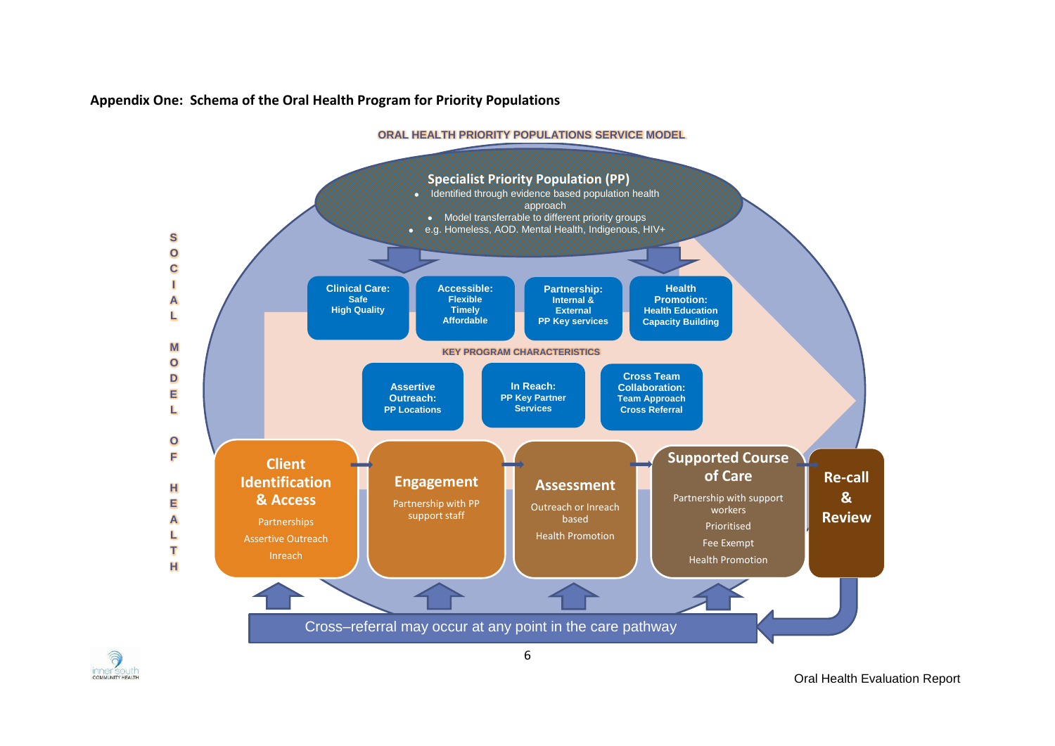**Appendix One: Schema of the Oral Health Program for Priority Populations**

ORAL HEALTH PRIORITY POPULATIONS SERVICE MODEL

**Specialist Priority Population (PP)**

- Identified through evidence based population health approach
- Model transferrable to different priority groups
- e.g. Homeless, AOD. Mental Health, Indigenous, HIV+

SOCIAL MODEL OF HEALTH

**Clinical Care:** Safe High Quality

**Accessible:** Flexible Timely Affordable

**Partnership:** Internal & External PP Key services

**Health Promotion:** Health Education Capacity Building

KEY PROGRAM CHARACTERISTICS

**Assertive Outreach:** PP Locations

**In Reach:** PP Key Partner Services

**Cross Team Collaboration:** Team Approach Cross Referral

**Client Identification & Access**
Partnerships
Assertive Outreach
Inreach

**Engagement**
Partnership with PP support staff

**Assessment**
Outreach or Inreach based
Health Promotion

**Supported Course of Care**
Partnership with support workers
Prioritised
Fee Exempt
Health Promotion

**Re-call & Review**

Cross–referral may occur at any point in the care pathway